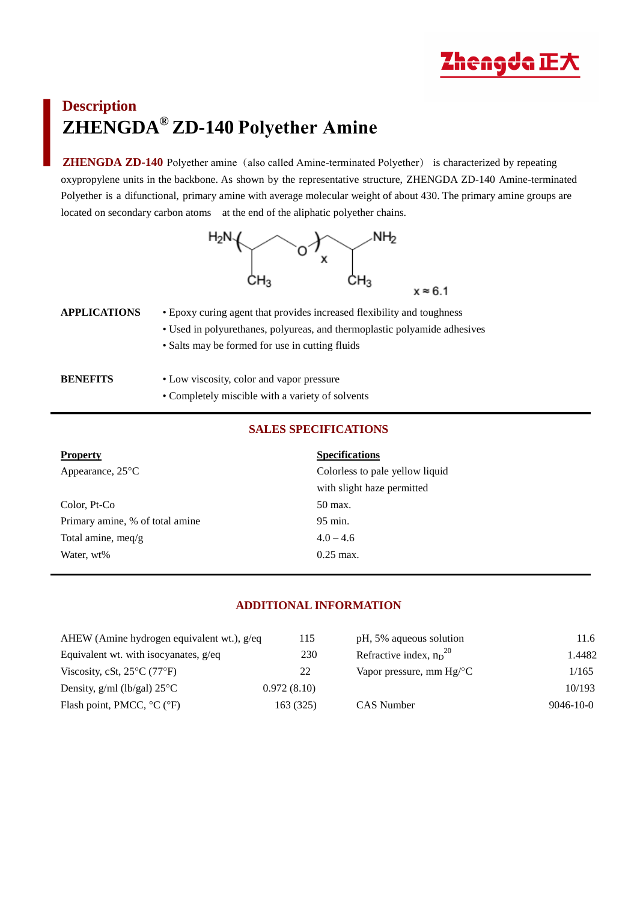## Description

# ZHENGDA® ZD-140 Polyether Amine

**ZHENGDA ZD-140** Polyether amine（also called Amine-terminated Polyether） is characterized by repeating oxypropylene units in the backbone. As shown by the representative structure, ZHENGDA ZD-140 Amine-terminated Polyether is a difunctional, primary amine with average molecular weight of about 430. The primary amine groups are located on secondary carbon atoms at the end of the aliphatic polyether chains.

$x \approx 6.1$

**APPLICATIONS**

- Epoxy curing agent that provides increased flexibility and toughness
- Used in polyurethanes, polyureas, and thermoplastic polyamide adhesives
- Salts may be formed for use in cutting fluids

**BENEFITS**

- Low viscosity, color and vapor pressure
- Completely miscible with a variety of solvents

## SALES SPECIFICATIONS

| Property | Specifications |
|---|---|
| Appearance, 25°C | Colorless to pale yellow liquid with slight haze permitted |
| Color, Pt-Co | 50 max. |
| Primary amine, % of total amine | 95 min. |
| Total amine, meq/g | 4.0 – 4.6 |
| Water, wt% | 0.25 max. |

## ADDITIONAL INFORMATION

| Property | Value | Property | Value |
|---|---|---|---|
| AHEW (Amine hydrogen equivalent wt.), g/eq | 115 | pH, 5% aqueous solution | 11.6 |
| Equivalent wt. with isocyanates, g/eq | 230 | Refractive index, $n_D^{20}$ | 1.4482 |
| Viscosity, cSt, 25°C (77°F) | 22 | Vapor pressure, mm Hg/°C | 1/165 |
| Density, g/ml (lb/gal) 25°C | 0.972 (8.10) | | 10/193 |
| Flash point, PMCC, °C (°F) | 163 (325) | CAS Number | 9046-10-0 |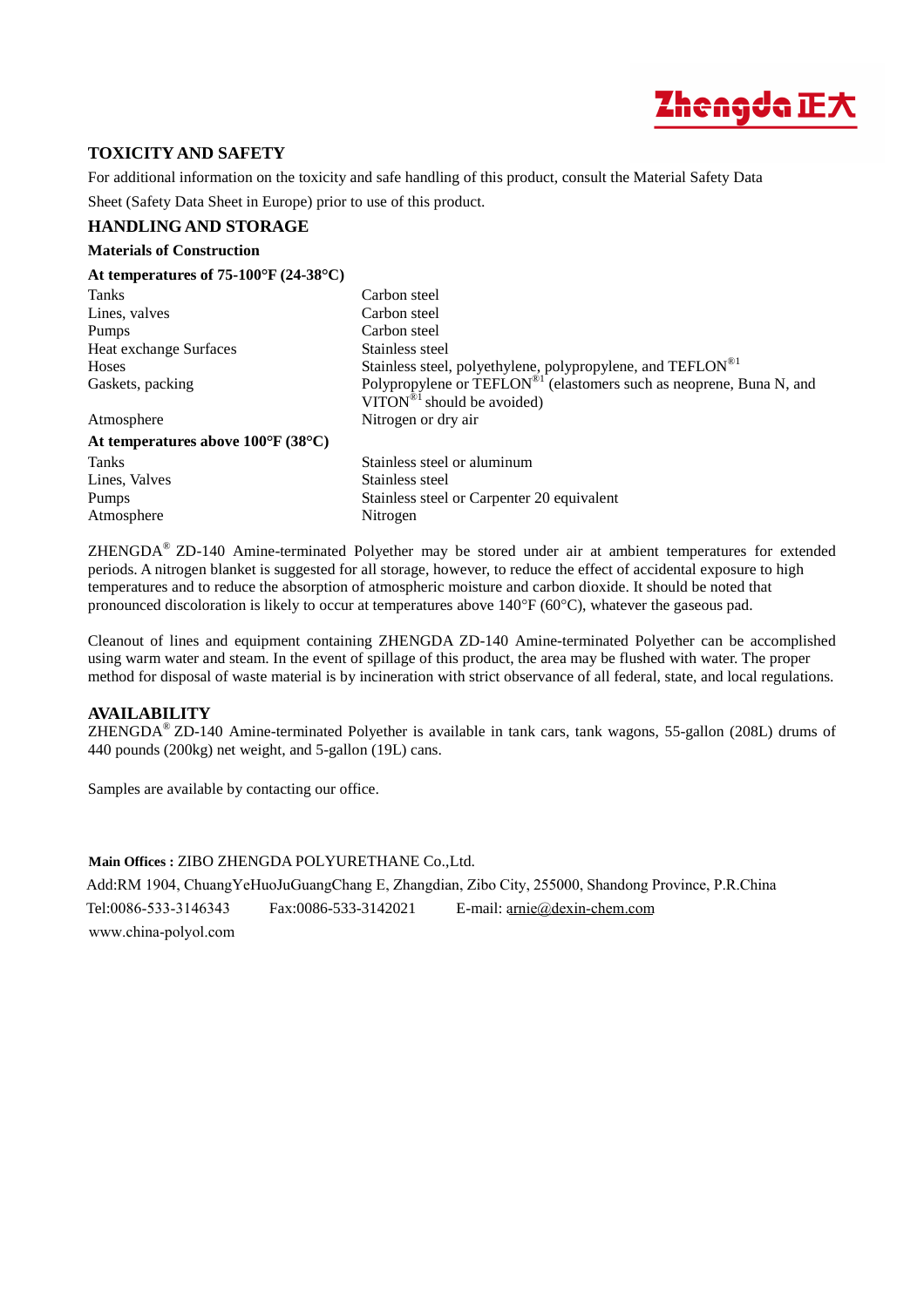## TOXICITY AND SAFETY

For additional information on the toxicity and safe handling of this product, consult the Material Safety Data Sheet (Safety Data Sheet in Europe) prior to use of this product.

## HANDLING AND STORAGE

### Materials of Construction

**At temperatures of 75-100°F (24-38°C)**

| | |
|---|---|
| Tanks | Carbon steel |
| Lines, valves | Carbon steel |
| Pumps | Carbon steel |
| Heat exchange Surfaces | Stainless steel |
| Hoses | Stainless steel, polyethylene, polypropylene, and TEFLON®[1] |
| Gaskets, packing | Polypropylene or TEFLON®[1] (elastomers such as neoprene, Buna N, and VITON®[1] should be avoided) |
| Atmosphere | Nitrogen or dry air |

**At temperatures above 100°F (38°C)**

| | |
|---|---|
| Tanks | Stainless steel or aluminum |
| Lines, Valves | Stainless steel |
| Pumps | Stainless steel or Carpenter 20 equivalent |
| Atmosphere | Nitrogen |

ZHENGDA® ZD-140 Amine-terminated Polyether may be stored under air at ambient temperatures for extended periods. A nitrogen blanket is suggested for all storage, however, to reduce the effect of accidental exposure to high temperatures and to reduce the absorption of atmospheric moisture and carbon dioxide. It should be noted that pronounced discoloration is likely to occur at temperatures above 140°F (60°C), whatever the gaseous pad.

Cleanout of lines and equipment containing ZHENGDA ZD-140 Amine-terminated Polyether can be accomplished using warm water and steam. In the event of spillage of this product, the area may be flushed with water. The proper method for disposal of waste material is by incineration with strict observance of all federal, state, and local regulations.

## AVAILABILITY

ZHENGDA® ZD-140 Amine-terminated Polyether is available in tank cars, tank wagons, 55-gallon (208L) drums of 440 pounds (200kg) net weight, and 5-gallon (19L) cans.

Samples are available by contacting our office.

**Main Offices :** ZIBO ZHENGDA POLYURETHANE Co.,Ltd.

Add:RM 1904, ChuangYeHuoJuGuangChang E, Zhangdian, Zibo City, 255000, Shandong Province, P.R.China

Tel:0086-533-3146343 Fax:0086-533-3142021 E-mail: arnie@dexin-chem.com

www.china-polyol.com